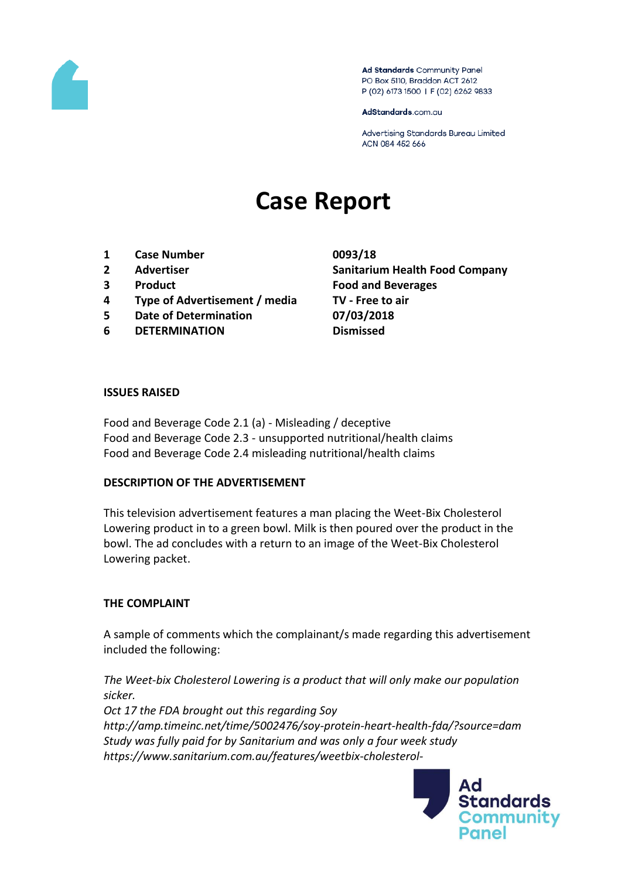Ad Standards Community Panel
PO Box 5110, Braddon ACT 2612
P (02) 6173 1500 | F (02) 6262 9833

AdStandards.com.au

Advertising Standards Bureau Limited
ACN 084 452 666

# Case Report

| | | |
|---|---|---|
| 1 | **Case Number** | **0093/18** |
| 2 | **Advertiser** | **Sanitarium Health Food Company** |
| 3 | **Product** | **Food and Beverages** |
| 4 | **Type of Advertisement / media** | **TV - Free to air** |
| 5 | **Date of Determination** | **07/03/2018** |
| 6 | **DETERMINATION** | **Dismissed** |

## ISSUES RAISED

Food and Beverage Code 2.1 (a) - Misleading / deceptive
Food and Beverage Code 2.3 - unsupported nutritional/health claims
Food and Beverage Code 2.4 misleading nutritional/health claims

## DESCRIPTION OF THE ADVERTISEMENT

This television advertisement features a man placing the Weet-Bix Cholesterol Lowering product in to a green bowl. Milk is then poured over the product in the bowl. The ad concludes with a return to an image of the Weet-Bix Cholesterol Lowering packet.

## THE COMPLAINT

A sample of comments which the complainant/s made regarding this advertisement included the following:

*The Weet-bix Cholesterol Lowering is a product that will only make our population sicker.*
*Oct 17 the FDA brought out this regarding Soy*
*http://amp.timeinc.net/time/5002476/soy-protein-heart-health-fda/?source=dam*
*Study was fully paid for by Sanitarium and was only a four week study*
*https://www.sanitarium.com.au/features/weetbix-cholesterol-*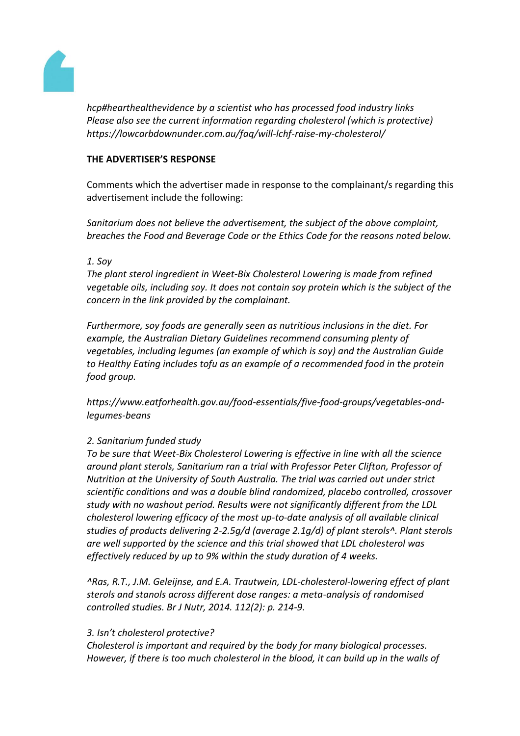*hcp#hearthealthevidence by a scientist who has processed food industry links*
*Please also see the current information regarding cholesterol (which is protective)*
*https://lowcarbdownunder.com.au/faq/will-lchf-raise-my-cholesterol/*

**THE ADVERTISER'S RESPONSE**

Comments which the advertiser made in response to the complainant/s regarding this advertisement include the following:

*Sanitarium does not believe the advertisement, the subject of the above complaint, breaches the Food and Beverage Code or the Ethics Code for the reasons noted below.*

*1. Soy*

*The plant sterol ingredient in Weet-Bix Cholesterol Lowering is made from refined vegetable oils, including soy. It does not contain soy protein which is the subject of the concern in the link provided by the complainant.*

*Furthermore, soy foods are generally seen as nutritious inclusions in the diet. For example, the Australian Dietary Guidelines recommend consuming plenty of vegetables, including legumes (an example of which is soy) and the Australian Guide to Healthy Eating includes tofu as an example of a recommended food in the protein food group.*

*https://www.eatforhealth.gov.au/food-essentials/five-food-groups/vegetables-and-legumes-beans*

*2. Sanitarium funded study*

*To be sure that Weet-Bix Cholesterol Lowering is effective in line with all the science around plant sterols, Sanitarium ran a trial with Professor Peter Clifton, Professor of Nutrition at the University of South Australia. The trial was carried out under strict scientific conditions and was a double blind randomized, placebo controlled, crossover study with no washout period. Results were not significantly different from the LDL cholesterol lowering efficacy of the most up-to-date analysis of all available clinical studies of products delivering 2-2.5g/d (average 2.1g/d) of plant sterols^. Plant sterols are well supported by the science and this trial showed that LDL cholesterol was effectively reduced by up to 9% within the study duration of 4 weeks.*

*^Ras, R.T., J.M. Geleijnse, and E.A. Trautwein, LDL-cholesterol-lowering effect of plant sterols and stanols across different dose ranges: a meta-analysis of randomised controlled studies. Br J Nutr, 2014. 112(2): p. 214-9.*

*3. Isn't cholesterol protective?*

*Cholesterol is important and required by the body for many biological processes. However, if there is too much cholesterol in the blood, it can build up in the walls of*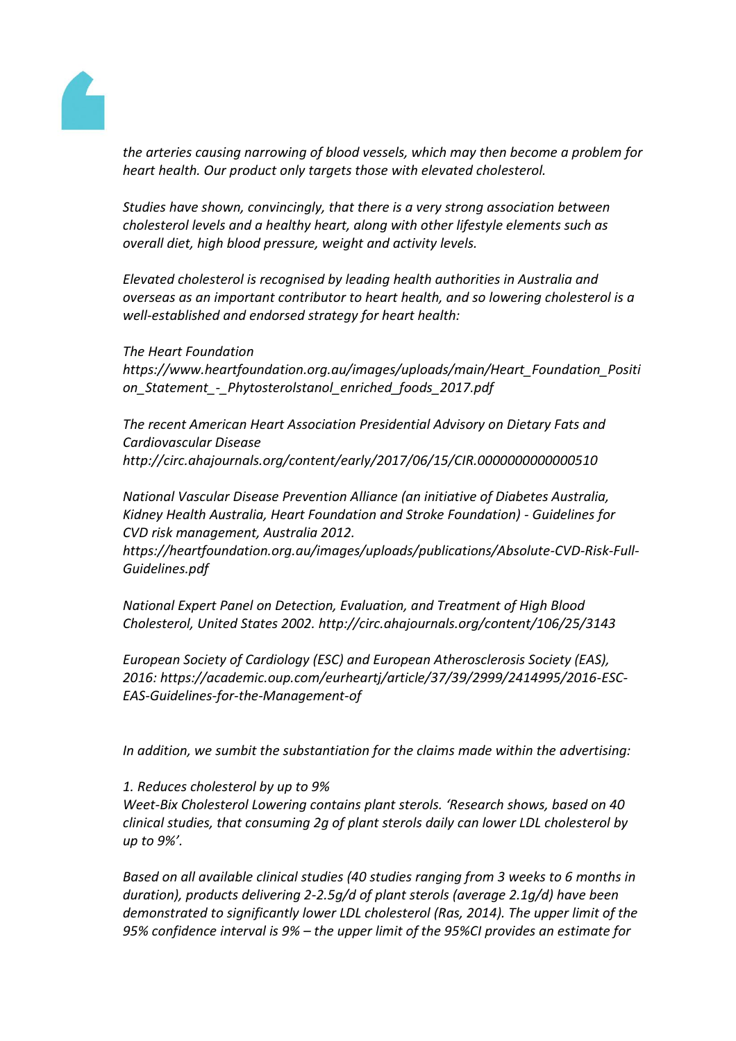*the arteries causing narrowing of blood vessels, which may then become a problem for heart health. Our product only targets those with elevated cholesterol.*

*Studies have shown, convincingly, that there is a very strong association between cholesterol levels and a healthy heart, along with other lifestyle elements such as overall diet, high blood pressure, weight and activity levels.*

*Elevated cholesterol is recognised by leading health authorities in Australia and overseas as an important contributor to heart health, and so lowering cholesterol is a well-established and endorsed strategy for heart health:*

*The Heart Foundation*
*https://www.heartfoundation.org.au/images/uploads/main/Heart_Foundation_Position_Statement_-_Phytosterolstanol_enriched_foods_2017.pdf*

*The recent American Heart Association Presidential Advisory on Dietary Fats and Cardiovascular Disease*
*http://circ.ahajournals.org/content/early/2017/06/15/CIR.0000000000000510*

*National Vascular Disease Prevention Alliance (an initiative of Diabetes Australia, Kidney Health Australia, Heart Foundation and Stroke Foundation) - Guidelines for CVD risk management, Australia 2012.*
*https://heartfoundation.org.au/images/uploads/publications/Absolute-CVD-Risk-Full-Guidelines.pdf*

*National Expert Panel on Detection, Evaluation, and Treatment of High Blood Cholesterol, United States 2002. http://circ.ahajournals.org/content/106/25/3143*

*European Society of Cardiology (ESC) and European Atherosclerosis Society (EAS), 2016: https://academic.oup.com/eurheartj/article/37/39/2999/2414995/2016-ESC-EAS-Guidelines-for-the-Management-of*

*In addition, we sumbit the substantiation for the claims made within the advertising:*

*1. Reduces cholesterol by up to 9%*
*Weet-Bix Cholesterol Lowering contains plant sterols. 'Research shows, based on 40 clinical studies, that consuming 2g of plant sterols daily can lower LDL cholesterol by up to 9%'.*

*Based on all available clinical studies (40 studies ranging from 3 weeks to 6 months in duration), products delivering 2-2.5g/d of plant sterols (average 2.1g/d) have been demonstrated to significantly lower LDL cholesterol (Ras, 2014). The upper limit of the 95% confidence interval is 9% – the upper limit of the 95%CI provides an estimate for*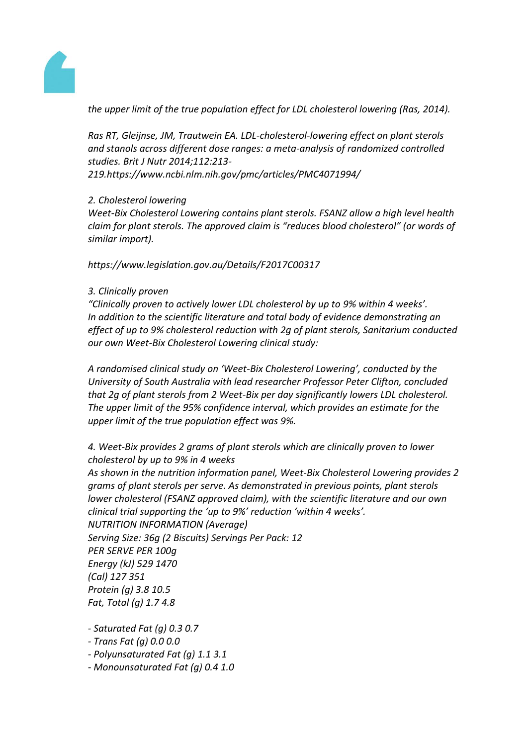*the upper limit of the true population effect for LDL cholesterol lowering (Ras, 2014).*

*Ras RT, Gleijnse, JM, Trautwein EA. LDL-cholesterol-lowering effect on plant sterols and stanols across different dose ranges: a meta-analysis of randomized controlled studies. Brit J Nutr 2014;112:213-219.https://www.ncbi.nlm.nih.gov/pmc/articles/PMC4071994/*

*2. Cholesterol lowering*
*Weet-Bix Cholesterol Lowering contains plant sterols. FSANZ allow a high level health claim for plant sterols. The approved claim is "reduces blood cholesterol" (or words of similar import).*

*https://www.legislation.gov.au/Details/F2017C00317*

*3. Clinically proven*
*"Clinically proven to actively lower LDL cholesterol by up to 9% within 4 weeks'.*
*In addition to the scientific literature and total body of evidence demonstrating an effect of up to 9% cholesterol reduction with 2g of plant sterols, Sanitarium conducted our own Weet-Bix Cholesterol Lowering clinical study:*

*A randomised clinical study on 'Weet-Bix Cholesterol Lowering', conducted by the University of South Australia with lead researcher Professor Peter Clifton, concluded that 2g of plant sterols from 2 Weet-Bix per day significantly lowers LDL cholesterol. The upper limit of the 95% confidence interval, which provides an estimate for the upper limit of the true population effect was 9%.*

*4. Weet-Bix provides 2 grams of plant sterols which are clinically proven to lower cholesterol by up to 9% in 4 weeks*
*As shown in the nutrition information panel, Weet-Bix Cholesterol Lowering provides 2 grams of plant sterols per serve. As demonstrated in previous points, plant sterols lower cholesterol (FSANZ approved claim), with the scientific literature and our own clinical trial supporting the 'up to 9%' reduction 'within 4 weeks'.*
*NUTRITION INFORMATION (Average)*
*Serving Size: 36g (2 Biscuits) Servings Per Pack: 12*
*PER SERVE PER 100g*
*Energy (kJ) 529 1470*
*(Cal) 127 351*
*Protein (g) 3.8 10.5*
*Fat, Total (g) 1.7 4.8*

*- Saturated Fat (g) 0.3 0.7*
*- Trans Fat (g) 0.0 0.0*
*- Polyunsaturated Fat (g) 1.1 3.1*
*- Monounsaturated Fat (g) 0.4 1.0*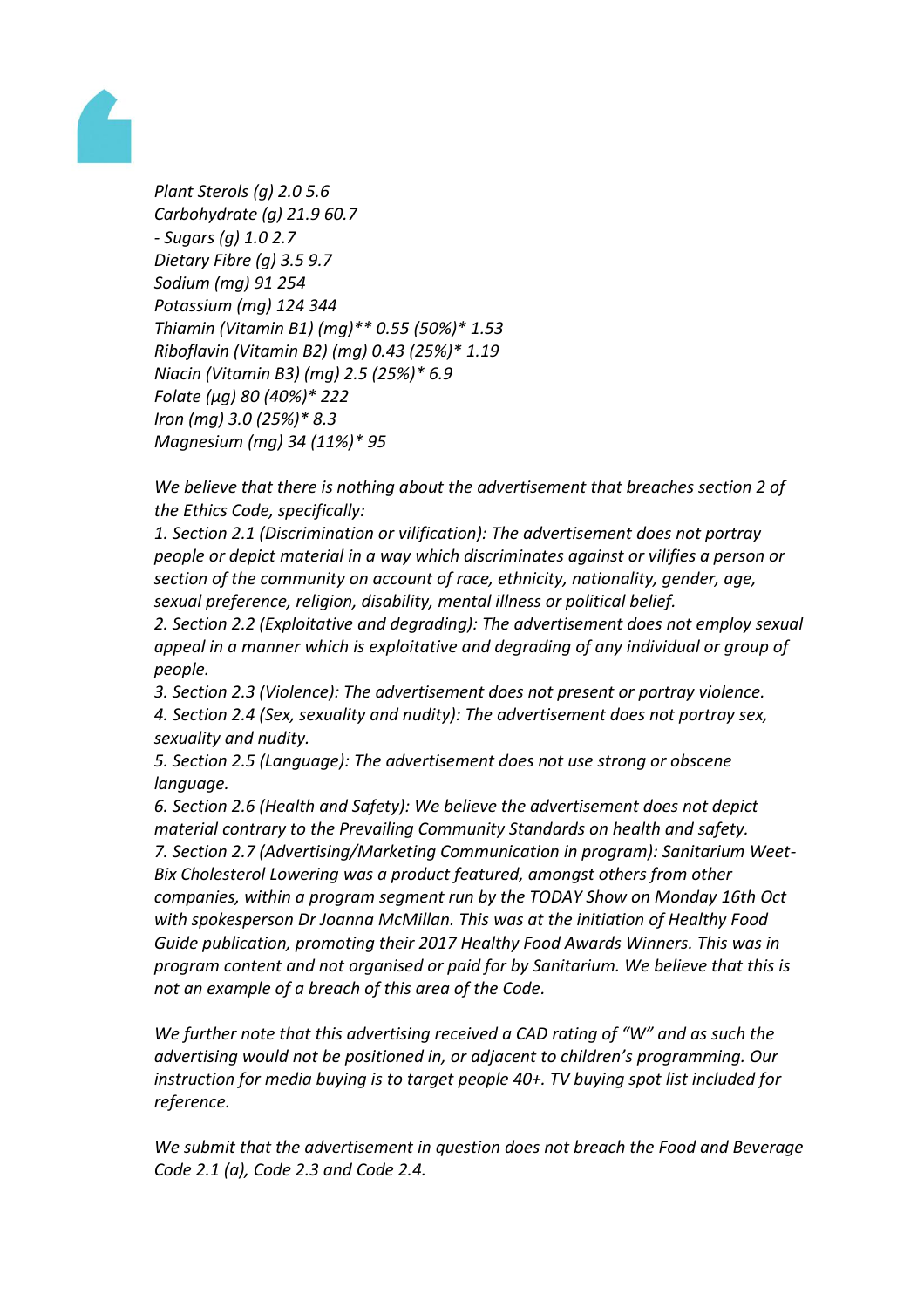*Plant Sterols (g) 2.0 5.6*
*Carbohydrate (g) 21.9 60.7*
*- Sugars (g) 1.0 2.7*
*Dietary Fibre (g) 3.5 9.7*
*Sodium (mg) 91 254*
*Potassium (mg) 124 344*
*Thiamin (Vitamin B1) (mg)** 0.55 (50%)* 1.53*
*Riboflavin (Vitamin B2) (mg) 0.43 (25%)* 1.19*
*Niacin (Vitamin B3) (mg) 2.5 (25%)* 6.9*
*Folate (µg) 80 (40%)* 222*
*Iron (mg) 3.0 (25%)* 8.3*
*Magnesium (mg) 34 (11%)* 95*

*We believe that there is nothing about the advertisement that breaches section 2 of the Ethics Code, specifically:*
*1. Section 2.1 (Discrimination or vilification): The advertisement does not portray people or depict material in a way which discriminates against or vilifies a person or section of the community on account of race, ethnicity, nationality, gender, age, sexual preference, religion, disability, mental illness or political belief.*
*2. Section 2.2 (Exploitative and degrading): The advertisement does not employ sexual appeal in a manner which is exploitative and degrading of any individual or group of people.*
*3. Section 2.3 (Violence): The advertisement does not present or portray violence.*
*4. Section 2.4 (Sex, sexuality and nudity): The advertisement does not portray sex, sexuality and nudity.*
*5. Section 2.5 (Language): The advertisement does not use strong or obscene language.*
*6. Section 2.6 (Health and Safety): We believe the advertisement does not depict material contrary to the Prevailing Community Standards on health and safety.*
*7. Section 2.7 (Advertising/Marketing Communication in program): Sanitarium Weet-Bix Cholesterol Lowering was a product featured, amongst others from other companies, within a program segment run by the TODAY Show on Monday 16th Oct with spokesperson Dr Joanna McMillan. This was at the initiation of Healthy Food Guide publication, promoting their 2017 Healthy Food Awards Winners. This was in program content and not organised or paid for by Sanitarium. We believe that this is not an example of a breach of this area of the Code.*

*We further note that this advertising received a CAD rating of "W" and as such the advertising would not be positioned in, or adjacent to children's programming. Our instruction for media buying is to target people 40+. TV buying spot list included for reference.*

*We submit that the advertisement in question does not breach the Food and Beverage Code 2.1 (a), Code 2.3 and Code 2.4.*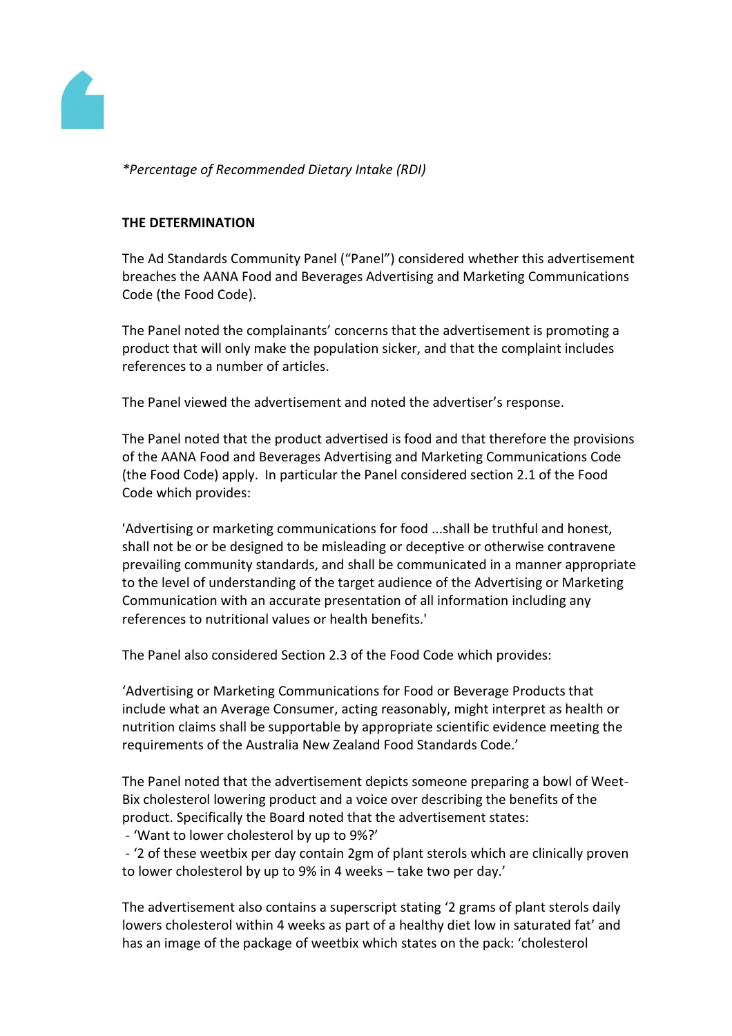*\*Percentage of Recommended Dietary Intake (RDI)*

**THE DETERMINATION**

The Ad Standards Community Panel ("Panel") considered whether this advertisement breaches the AANA Food and Beverages Advertising and Marketing Communications Code (the Food Code).

The Panel noted the complainants' concerns that the advertisement is promoting a product that will only make the population sicker, and that the complaint includes references to a number of articles.

The Panel viewed the advertisement and noted the advertiser's response.

The Panel noted that the product advertised is food and that therefore the provisions of the AANA Food and Beverages Advertising and Marketing Communications Code (the Food Code) apply. In particular the Panel considered section 2.1 of the Food Code which provides:

'Advertising or marketing communications for food ...shall be truthful and honest, shall not be or be designed to be misleading or deceptive or otherwise contravene prevailing community standards, and shall be communicated in a manner appropriate to the level of understanding of the target audience of the Advertising or Marketing Communication with an accurate presentation of all information including any references to nutritional values or health benefits.'

The Panel also considered Section 2.3 of the Food Code which provides:

'Advertising or Marketing Communications for Food or Beverage Products that include what an Average Consumer, acting reasonably, might interpret as health or nutrition claims shall be supportable by appropriate scientific evidence meeting the requirements of the Australia New Zealand Food Standards Code.'

The Panel noted that the advertisement depicts someone preparing a bowl of Weet-Bix cholesterol lowering product and a voice over describing the benefits of the product. Specifically the Board noted that the advertisement states:

- 'Want to lower cholesterol by up to 9%?'
- '2 of these weetbix per day contain 2gm of plant sterols which are clinically proven to lower cholesterol by up to 9% in 4 weeks – take two per day.'

The advertisement also contains a superscript stating '2 grams of plant sterols daily lowers cholesterol within 4 weeks as part of a healthy diet low in saturated fat' and has an image of the package of weetbix which states on the pack: 'cholesterol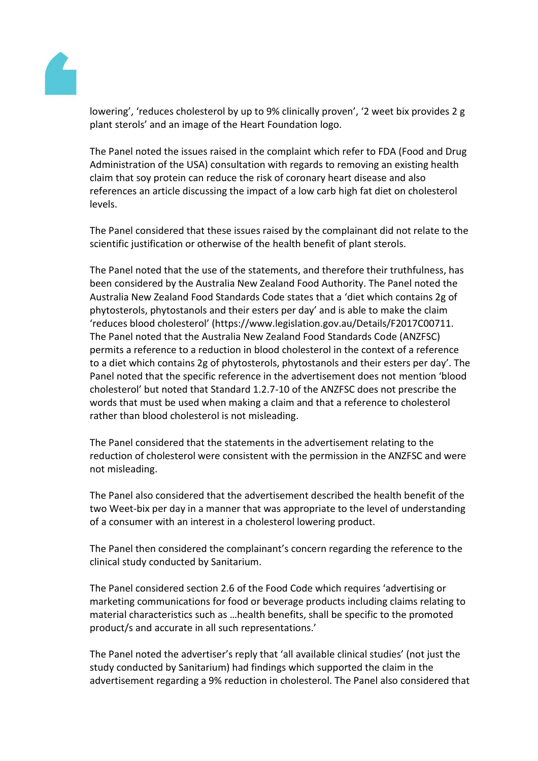lowering', 'reduces cholesterol by up to 9% clinically proven', '2 weet bix provides 2 g plant sterols' and an image of the Heart Foundation logo.

The Panel noted the issues raised in the complaint which refer to FDA (Food and Drug Administration of the USA) consultation with regards to removing an existing health claim that soy protein can reduce the risk of coronary heart disease and also references an article discussing the impact of a low carb high fat diet on cholesterol levels.

The Panel considered that these issues raised by the complainant did not relate to the scientific justification or otherwise of the health benefit of plant sterols.

The Panel noted that the use of the statements, and therefore their truthfulness, has been considered by the Australia New Zealand Food Authority. The Panel noted the Australia New Zealand Food Standards Code states that a 'diet which contains 2g of phytosterols, phytostanols and their esters per day' and is able to make the claim 'reduces blood cholesterol' (https://www.legislation.gov.au/Details/F2017C00711. The Panel noted that the Australia New Zealand Food Standards Code (ANZFSC) permits a reference to a reduction in blood cholesterol in the context of a reference to a diet which contains 2g of phytosterols, phytostanols and their esters per day'. The Panel noted that the specific reference in the advertisement does not mention 'blood cholesterol' but noted that Standard 1.2.7-10 of the ANZFSC does not prescribe the words that must be used when making a claim and that a reference to cholesterol rather than blood cholesterol is not misleading.

The Panel considered that the statements in the advertisement relating to the reduction of cholesterol were consistent with the permission in the ANZFSC and were not misleading.

The Panel also considered that the advertisement described the health benefit of the two Weet-bix per day in a manner that was appropriate to the level of understanding of a consumer with an interest in a cholesterol lowering product.

The Panel then considered the complainant's concern regarding the reference to the clinical study conducted by Sanitarium.

The Panel considered section 2.6 of the Food Code which requires 'advertising or marketing communications for food or beverage products including claims relating to material characteristics such as …health benefits, shall be specific to the promoted product/s and accurate in all such representations.'

The Panel noted the advertiser's reply that 'all available clinical studies' (not just the study conducted by Sanitarium) had findings which supported the claim in the advertisement regarding a 9% reduction in cholesterol. The Panel also considered that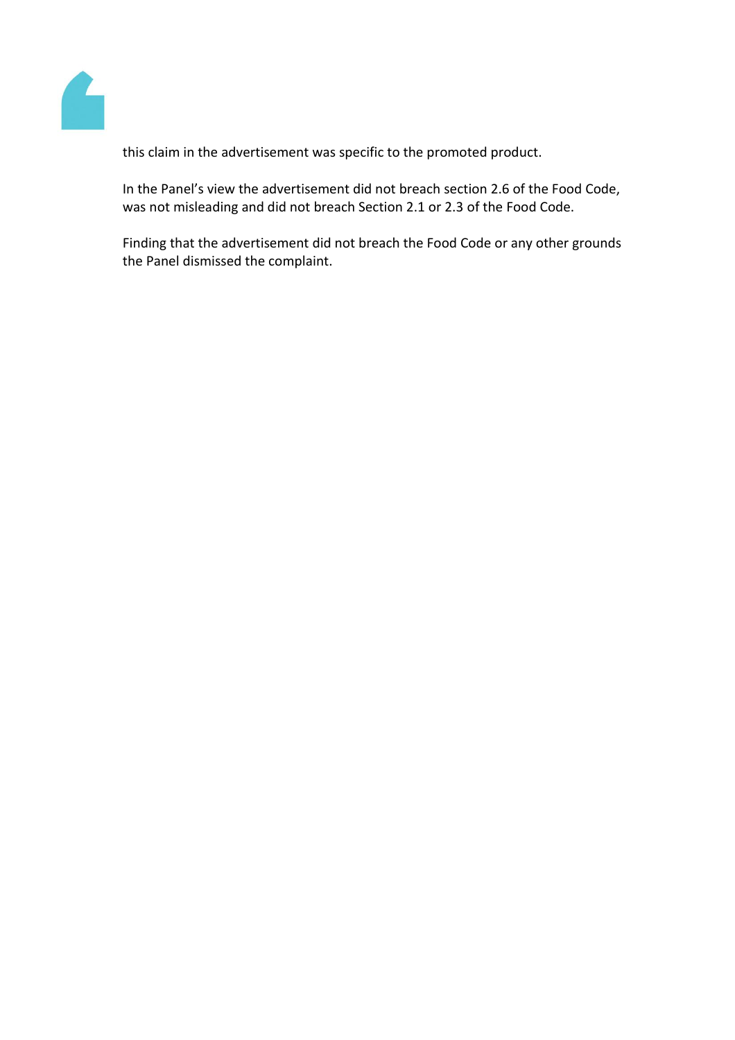this claim in the advertisement was specific to the promoted product.

In the Panel's view the advertisement did not breach section 2.6 of the Food Code, was not misleading and did not breach Section 2.1 or 2.3 of the Food Code.

Finding that the advertisement did not breach the Food Code or any other grounds the Panel dismissed the complaint.